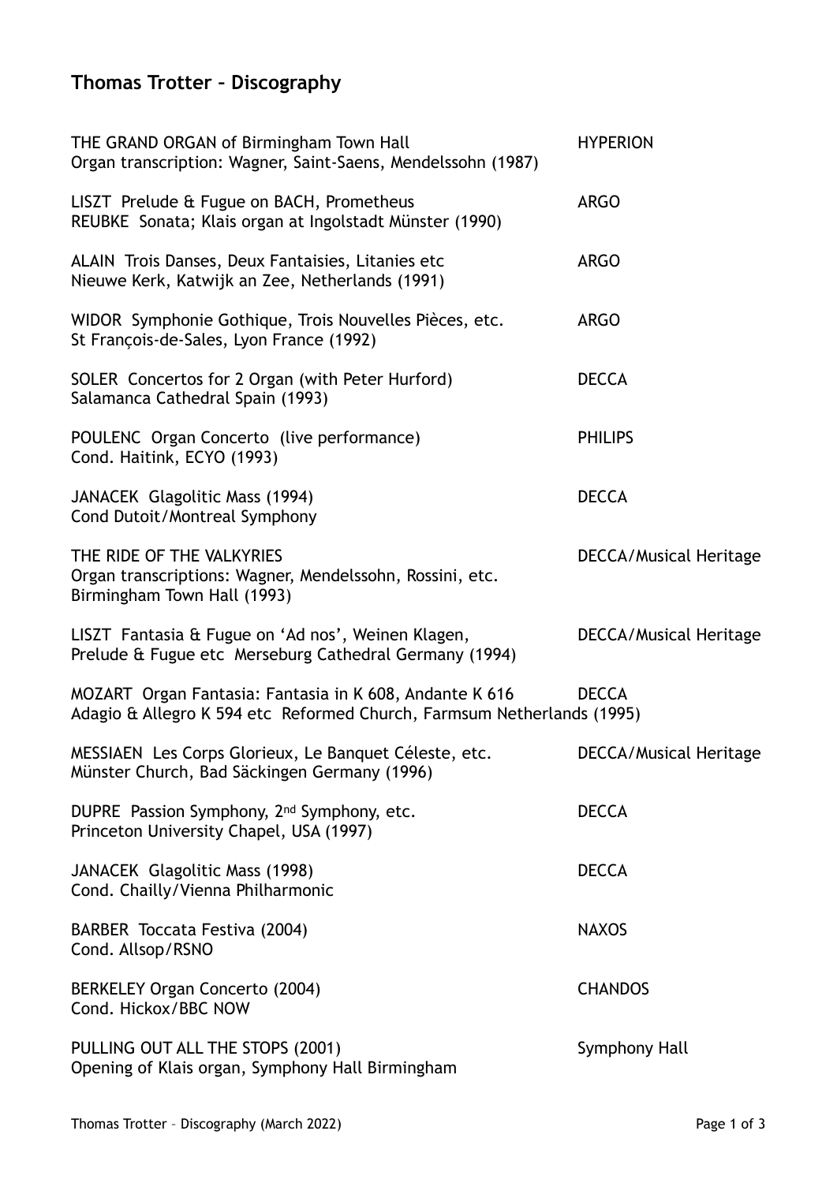# Thomas Trotter – Discography

| | |
|---|---|
| THE GRAND ORGAN of Birmingham Town Hall<br>Organ transcription: Wagner, Saint-Saens, Mendelssohn (1987) | HYPERION |
| LISZT Prelude & Fugue on BACH, Prometheus<br>REUBKE Sonata; Klais organ at Ingolstadt Münster (1990) | ARGO |
| ALAIN Trois Danses, Deux Fantaisies, Litanies etc<br>Nieuwe Kerk, Katwijk an Zee, Netherlands (1991) | ARGO |
| WIDOR Symphonie Gothique, Trois Nouvelles Pièces, etc.<br>St François-de-Sales, Lyon France (1992) | ARGO |
| SOLER Concertos for 2 Organ (with Peter Hurford)<br>Salamanca Cathedral Spain (1993) | DECCA |
| POULENC Organ Concerto (live performance)<br>Cond. Haitink, ECYO (1993) | PHILIPS |
| JANACEK Glagolitic Mass (1994)<br>Cond Dutoit/Montreal Symphony | DECCA |
| THE RIDE OF THE VALKYRIES<br>Organ transcriptions: Wagner, Mendelssohn, Rossini, etc.<br>Birmingham Town Hall (1993) | DECCA/Musical Heritage |
| LISZT Fantasia & Fugue on 'Ad nos', Weinen Klagen,<br>Prelude & Fugue etc Merseburg Cathedral Germany (1994) | DECCA/Musical Heritage |
| MOZART Organ Fantasia: Fantasia in K 608, Andante K 616<br>Adagio & Allegro K 594 etc Reformed Church, Farmsum Netherlands (1995) | DECCA |
| MESSIAEN Les Corps Glorieux, Le Banquet Céleste, etc.<br>Münster Church, Bad Säckingen Germany (1996) | DECCA/Musical Heritage |
| DUPRE Passion Symphony, 2nd Symphony, etc.<br>Princeton University Chapel, USA (1997) | DECCA |
| JANACEK Glagolitic Mass (1998)<br>Cond. Chailly/Vienna Philharmonic | DECCA |
| BARBER Toccata Festiva (2004)<br>Cond. Allsop/RSNO | NAXOS |
| BERKELEY Organ Concerto (2004)<br>Cond. Hickox/BBC NOW | CHANDOS |
| PULLING OUT ALL THE STOPS (2001)<br>Opening of Klais organ, Symphony Hall Birmingham | Symphony Hall |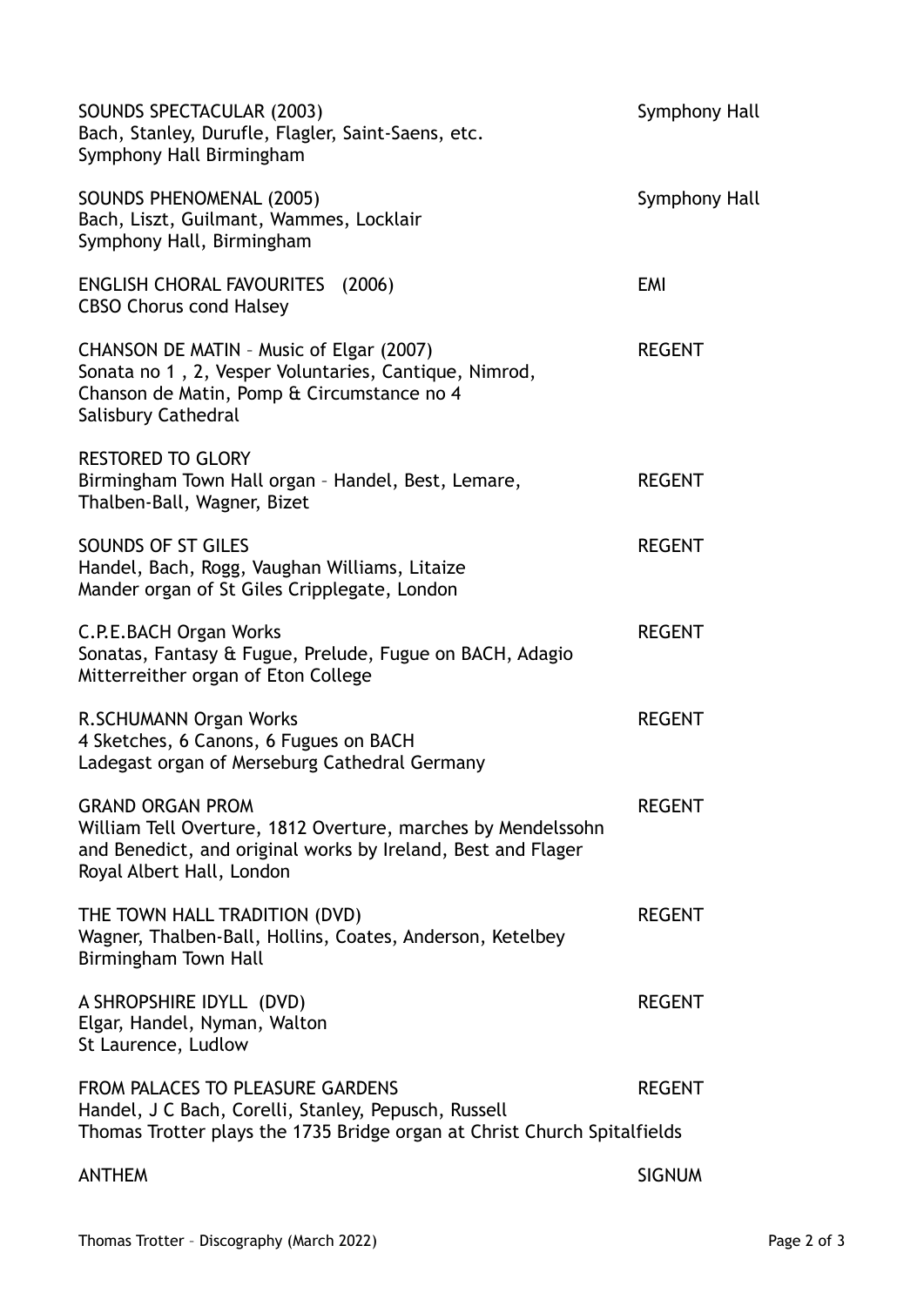| Recording | Label |
|---|---|
| SOUNDS SPECTACULAR (2003)<br>Bach, Stanley, Durufle, Flagler, Saint-Saens, etc.<br>Symphony Hall Birmingham | Symphony Hall |
| SOUNDS PHENOMENAL (2005)<br>Bach, Liszt, Guilmant, Wammes, Locklair<br>Symphony Hall, Birmingham | Symphony Hall |
| ENGLISH CHORAL FAVOURITES (2006)<br>CBSO Chorus cond Halsey | EMI |
| CHANSON DE MATIN – Music of Elgar (2007)<br>Sonata no 1 , 2, Vesper Voluntaries, Cantique, Nimrod,<br>Chanson de Matin, Pomp & Circumstance no 4<br>Salisbury Cathedral | REGENT |
| RESTORED TO GLORY<br>Birmingham Town Hall organ – Handel, Best, Lemare,<br>Thalben-Ball, Wagner, Bizet | REGENT |
| SOUNDS OF ST GILES<br>Handel, Bach, Rogg, Vaughan Williams, Litaize<br>Mander organ of St Giles Cripplegate, London | REGENT |
| C.P.E.BACH Organ Works<br>Sonatas, Fantasy & Fugue, Prelude, Fugue on BACH, Adagio<br>Mitterreither organ of Eton College | REGENT |
| R.SCHUMANN Organ Works<br>4 Sketches, 6 Canons, 6 Fugues on BACH<br>Ladegast organ of Merseburg Cathedral Germany | REGENT |
| GRAND ORGAN PROM<br>William Tell Overture, 1812 Overture, marches by Mendelssohn<br>and Benedict, and original works by Ireland, Best and Flager<br>Royal Albert Hall, London | REGENT |
| THE TOWN HALL TRADITION (DVD)<br>Wagner, Thalben-Ball, Hollins, Coates, Anderson, Ketelbey<br>Birmingham Town Hall | REGENT |
| A SHROPSHIRE IDYLL (DVD)<br>Elgar, Handel, Nyman, Walton<br>St Laurence, Ludlow | REGENT |
| FROM PALACES TO PLEASURE GARDENS<br>Handel, J C Bach, Corelli, Stanley, Pepusch, Russell<br>Thomas Trotter plays the 1735 Bridge organ at Christ Church Spitalfields | REGENT |
| ANTHEM | SIGNUM |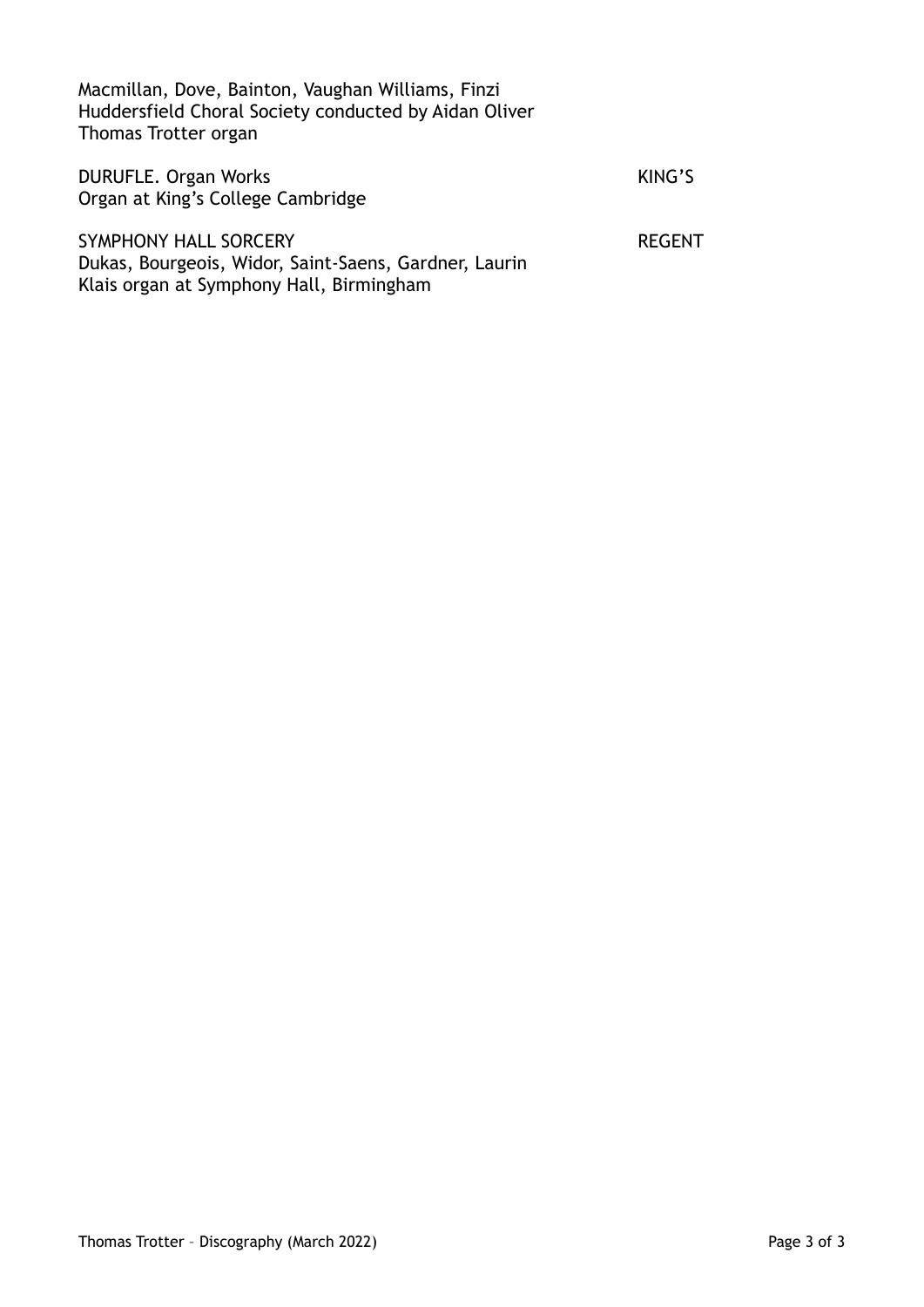Macmillan, Dove, Bainton, Vaughan Williams, Finzi
Huddersfield Choral Society conducted by Aidan Oliver
Thomas Trotter organ

DURUFLE. Organ Works — KING'S
Organ at King's College Cambridge

SYMPHONY HALL SORCERY — REGENT
Dukas, Bourgeois, Widor, Saint-Saens, Gardner, Laurin
Klais organ at Symphony Hall, Birmingham